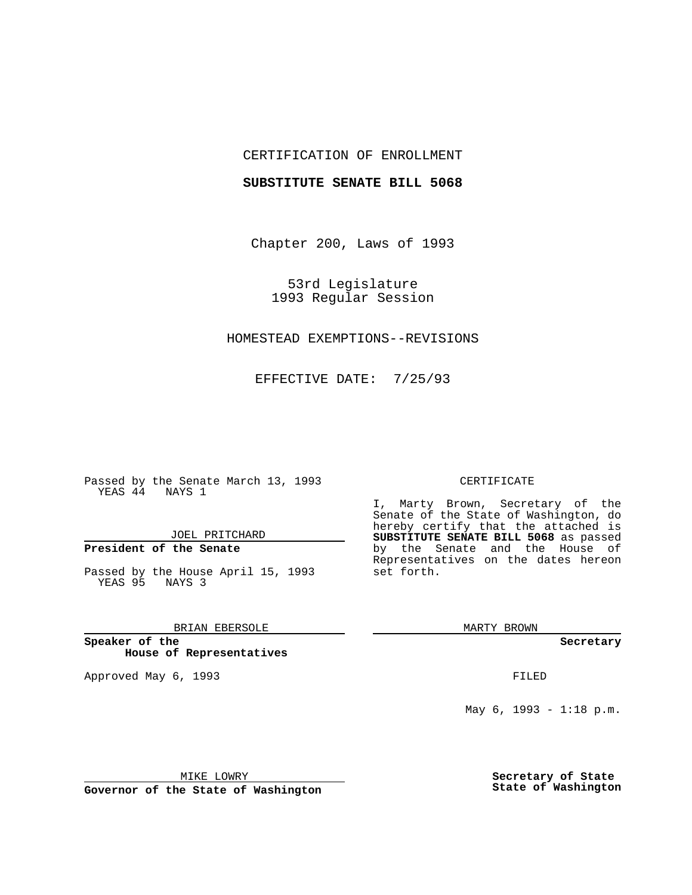CERTIFICATION OF ENROLLMENT

**SUBSTITUTE SENATE BILL 5068**

Chapter 200, Laws of 1993

53rd Legislature
1993 Regular Session

HOMESTEAD EXEMPTIONS--REVISIONS

EFFECTIVE DATE: 7/25/93

Passed by the Senate March 13, 1993
YEAS 44 NAYS 1

JOEL PRITCHARD

**President of the Senate**

Passed by the House April 15, 1993
YEAS 95 NAYS 3

BRIAN EBERSOLE

**Speaker of the House of Representatives**

Approved May 6, 1993

MIKE LOWRY

**Governor of the State of Washington**

CERTIFICATE

I, Marty Brown, Secretary of the Senate of the State of Washington, do hereby certify that the attached is **SUBSTITUTE SENATE BILL 5068** as passed by the Senate and the House of Representatives on the dates hereon set forth.

MARTY BROWN

**Secretary**

FILED

May 6, 1993 - 1:18 p.m.

**Secretary of State State of Washington**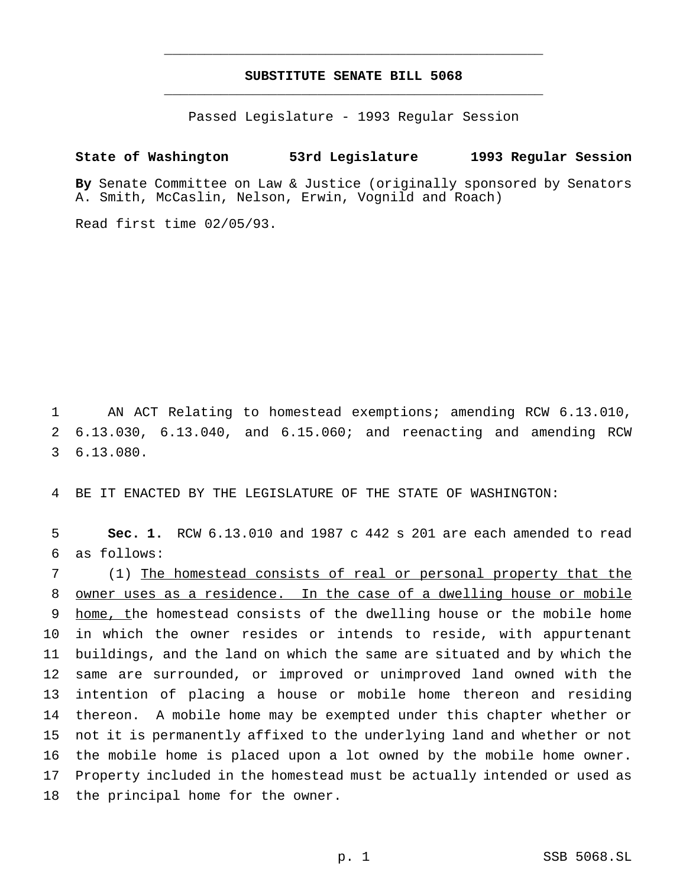# SUBSTITUTE SENATE BILL 5068

Passed Legislature - 1993 Regular Session

**State of Washington 53rd Legislature 1993 Regular Session**

**By** Senate Committee on Law & Justice (originally sponsored by Senators A. Smith, McCaslin, Nelson, Erwin, Vognild and Roach)

Read first time 02/05/93.

1 AN ACT Relating to homestead exemptions; amending RCW 6.13.010, 2 6.13.030, 6.13.040, and 6.15.060; and reenacting and amending RCW 3 6.13.080.

4 BE IT ENACTED BY THE LEGISLATURE OF THE STATE OF WASHINGTON:

5 **Sec. 1.** RCW 6.13.010 and 1987 c 442 s 201 are each amended to read 6 as follows:

7 (1) The homestead consists of real or personal property that the 8 owner uses as a residence. In the case of a dwelling house or mobile 9 home, the homestead consists of the dwelling house or the mobile home 10 in which the owner resides or intends to reside, with appurtenant 11 buildings, and the land on which the same are situated and by which the 12 same are surrounded, or improved or unimproved land owned with the 13 intention of placing a house or mobile home thereon and residing 14 thereon. A mobile home may be exempted under this chapter whether or 15 not it is permanently affixed to the underlying land and whether or not 16 the mobile home is placed upon a lot owned by the mobile home owner. 17 Property included in the homestead must be actually intended or used as 18 the principal home for the owner.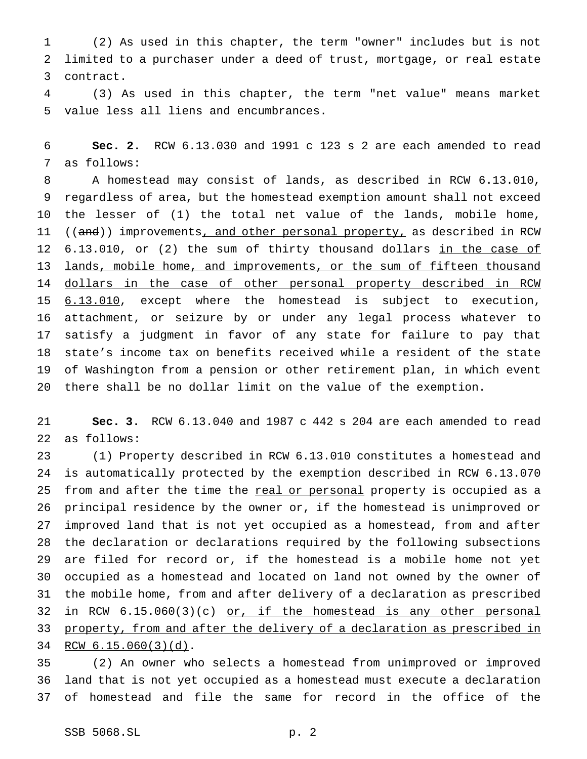(2) As used in this chapter, the term "owner" includes but is not limited to a purchaser under a deed of trust, mortgage, or real estate contract.

(3) As used in this chapter, the term "net value" means market value less all liens and encumbrances.

**Sec. 2.** RCW 6.13.030 and 1991 c 123 s 2 are each amended to read as follows:

A homestead may consist of lands, as described in RCW 6.13.010, regardless of area, but the homestead exemption amount shall not exceed the lesser of (1) the total net value of the lands, mobile home, ((~~and~~)) improvements<u>, and other personal property,</u> as described in RCW 6.13.010, or (2) the sum of thirty thousand dollars <u>in the case of lands, mobile home, and improvements, or the sum of fifteen thousand dollars in the case of other personal property described in RCW 6.13.010</u>, except where the homestead is subject to execution, attachment, or seizure by or under any legal process whatever to satisfy a judgment in favor of any state for failure to pay that state's income tax on benefits received while a resident of the state of Washington from a pension or other retirement plan, in which event there shall be no dollar limit on the value of the exemption.

**Sec. 3.** RCW 6.13.040 and 1987 c 442 s 204 are each amended to read as follows:

(1) Property described in RCW 6.13.010 constitutes a homestead and is automatically protected by the exemption described in RCW 6.13.070 from and after the time the <u>real or personal</u> property is occupied as a principal residence by the owner or, if the homestead is unimproved or improved land that is not yet occupied as a homestead, from and after the declaration or declarations required by the following subsections are filed for record or, if the homestead is a mobile home not yet occupied as a homestead and located on land not owned by the owner of the mobile home, from and after delivery of a declaration as prescribed in RCW 6.15.060(3)(c) <u>or, if the homestead is any other personal property, from and after the delivery of a declaration as prescribed in RCW 6.15.060(3)(d)</u>.

(2) An owner who selects a homestead from unimproved or improved land that is not yet occupied as a homestead must execute a declaration of homestead and file the same for record in the office of the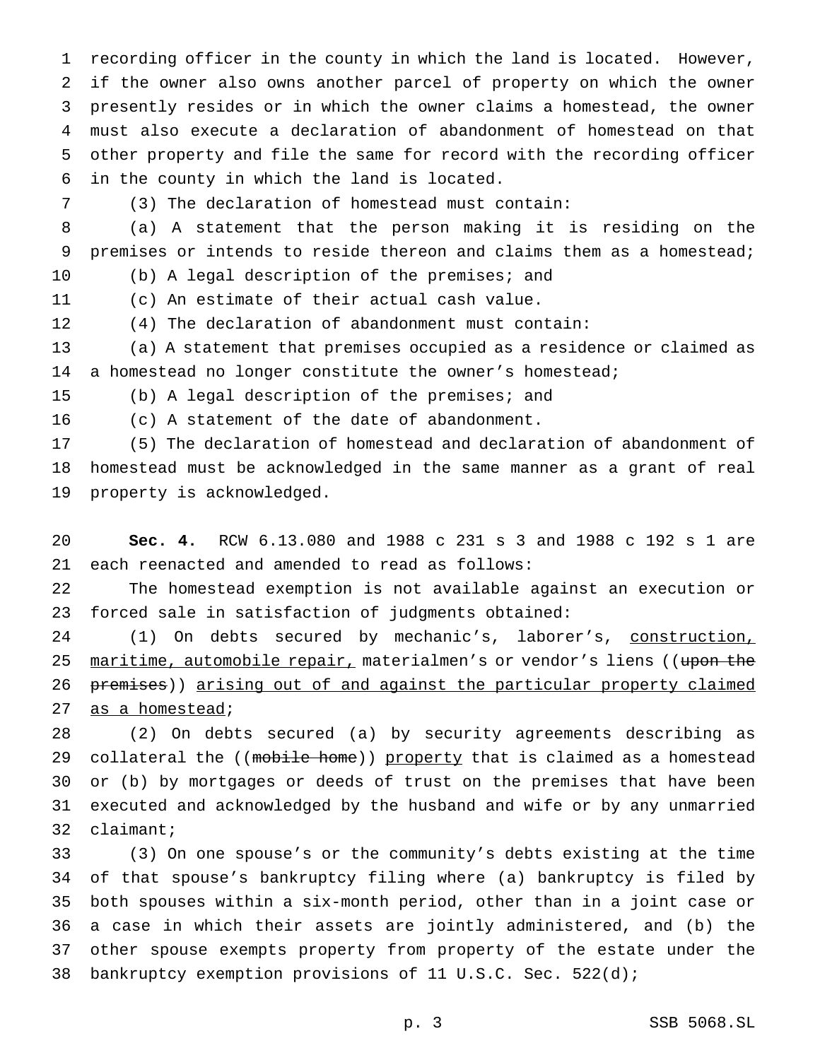recording officer in the county in which the land is located. However, if the owner also owns another parcel of property on which the owner presently resides or in which the owner claims a homestead, the owner must also execute a declaration of abandonment of homestead on that other property and file the same for record with the recording officer in the county in which the land is located.

(3) The declaration of homestead must contain:

(a) A statement that the person making it is residing on the premises or intends to reside thereon and claims them as a homestead;

(b) A legal description of the premises; and

(c) An estimate of their actual cash value.

(4) The declaration of abandonment must contain:

(a) A statement that premises occupied as a residence or claimed as a homestead no longer constitute the owner's homestead;

(b) A legal description of the premises; and

(c) A statement of the date of abandonment.

(5) The declaration of homestead and declaration of abandonment of homestead must be acknowledged in the same manner as a grant of real property is acknowledged.

**Sec. 4.** RCW 6.13.080 and 1988 c 231 s 3 and 1988 c 192 s 1 are each reenacted and amended to read as follows:

The homestead exemption is not available against an execution or forced sale in satisfaction of judgments obtained:

(1) On debts secured by mechanic's, laborer's, <u>construction, maritime, automobile repair,</u> materialmen's or vendor's liens ((~~upon the premises~~)) <u>arising out of and against the particular property claimed as a homestead</u>;

(2) On debts secured (a) by security agreements describing as collateral the ((~~mobile home~~)) <u>property</u> that is claimed as a homestead or (b) by mortgages or deeds of trust on the premises that have been executed and acknowledged by the husband and wife or by any unmarried claimant;

(3) On one spouse's or the community's debts existing at the time of that spouse's bankruptcy filing where (a) bankruptcy is filed by both spouses within a six-month period, other than in a joint case or a case in which their assets are jointly administered, and (b) the other spouse exempts property from property of the estate under the bankruptcy exemption provisions of 11 U.S.C. Sec. 522(d);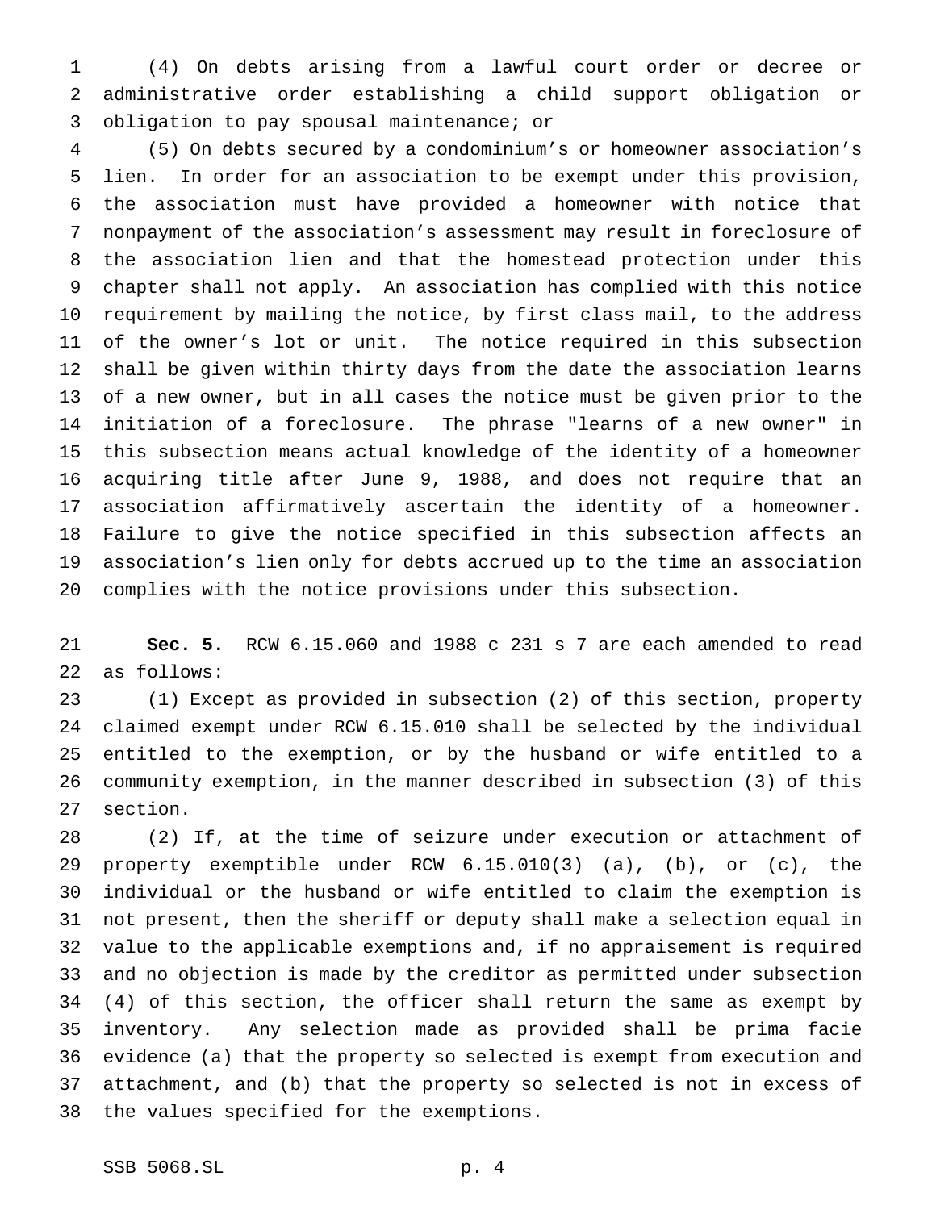(4) On debts arising from a lawful court order or decree or administrative order establishing a child support obligation or obligation to pay spousal maintenance; or

(5) On debts secured by a condominium's or homeowner association's lien. In order for an association to be exempt under this provision, the association must have provided a homeowner with notice that nonpayment of the association's assessment may result in foreclosure of the association lien and that the homestead protection under this chapter shall not apply. An association has complied with this notice requirement by mailing the notice, by first class mail, to the address of the owner's lot or unit. The notice required in this subsection shall be given within thirty days from the date the association learns of a new owner, but in all cases the notice must be given prior to the initiation of a foreclosure. The phrase "learns of a new owner" in this subsection means actual knowledge of the identity of a homeowner acquiring title after June 9, 1988, and does not require that an association affirmatively ascertain the identity of a homeowner. Failure to give the notice specified in this subsection affects an association's lien only for debts accrued up to the time an association complies with the notice provisions under this subsection.

**Sec. 5.** RCW 6.15.060 and 1988 c 231 s 7 are each amended to read as follows:

(1) Except as provided in subsection (2) of this section, property claimed exempt under RCW 6.15.010 shall be selected by the individual entitled to the exemption, or by the husband or wife entitled to a community exemption, in the manner described in subsection (3) of this section.

(2) If, at the time of seizure under execution or attachment of property exemptible under RCW 6.15.010(3) (a), (b), or (c), the individual or the husband or wife entitled to claim the exemption is not present, then the sheriff or deputy shall make a selection equal in value to the applicable exemptions and, if no appraisement is required and no objection is made by the creditor as permitted under subsection (4) of this section, the officer shall return the same as exempt by inventory. Any selection made as provided shall be prima facie evidence (a) that the property so selected is exempt from execution and attachment, and (b) that the property so selected is not in excess of the values specified for the exemptions.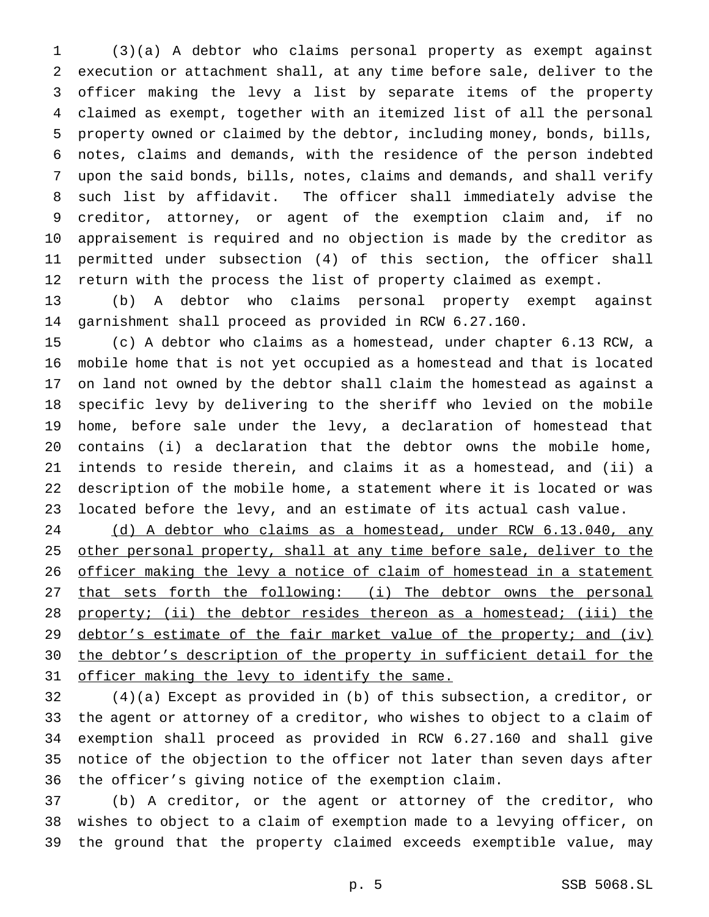(3)(a) A debtor who claims personal property as exempt against execution or attachment shall, at any time before sale, deliver to the officer making the levy a list by separate items of the property claimed as exempt, together with an itemized list of all the personal property owned or claimed by the debtor, including money, bonds, bills, notes, claims and demands, with the residence of the person indebted upon the said bonds, bills, notes, claims and demands, and shall verify such list by affidavit. The officer shall immediately advise the creditor, attorney, or agent of the exemption claim and, if no appraisement is required and no objection is made by the creditor as permitted under subsection (4) of this section, the officer shall return with the process the list of property claimed as exempt.

(b) A debtor who claims personal property exempt against garnishment shall proceed as provided in RCW 6.27.160.

(c) A debtor who claims as a homestead, under chapter 6.13 RCW, a mobile home that is not yet occupied as a homestead and that is located on land not owned by the debtor shall claim the homestead as against a specific levy by delivering to the sheriff who levied on the mobile home, before sale under the levy, a declaration of homestead that contains (i) a declaration that the debtor owns the mobile home, intends to reside therein, and claims it as a homestead, and (ii) a description of the mobile home, a statement where it is located or was located before the levy, and an estimate of its actual cash value.

<u>(d) A debtor who claims as a homestead, under RCW 6.13.040, any other personal property, shall at any time before sale, deliver to the officer making the levy a notice of claim of homestead in a statement that sets forth the following: (i) The debtor owns the personal property; (ii) the debtor resides thereon as a homestead; (iii) the debtor's estimate of the fair market value of the property; and (iv) the debtor's description of the property in sufficient detail for the officer making the levy to identify the same.</u>

(4)(a) Except as provided in (b) of this subsection, a creditor, or the agent or attorney of a creditor, who wishes to object to a claim of exemption shall proceed as provided in RCW 6.27.160 and shall give notice of the objection to the officer not later than seven days after the officer's giving notice of the exemption claim.

(b) A creditor, or the agent or attorney of the creditor, who wishes to object to a claim of exemption made to a levying officer, on the ground that the property claimed exceeds exemptible value, may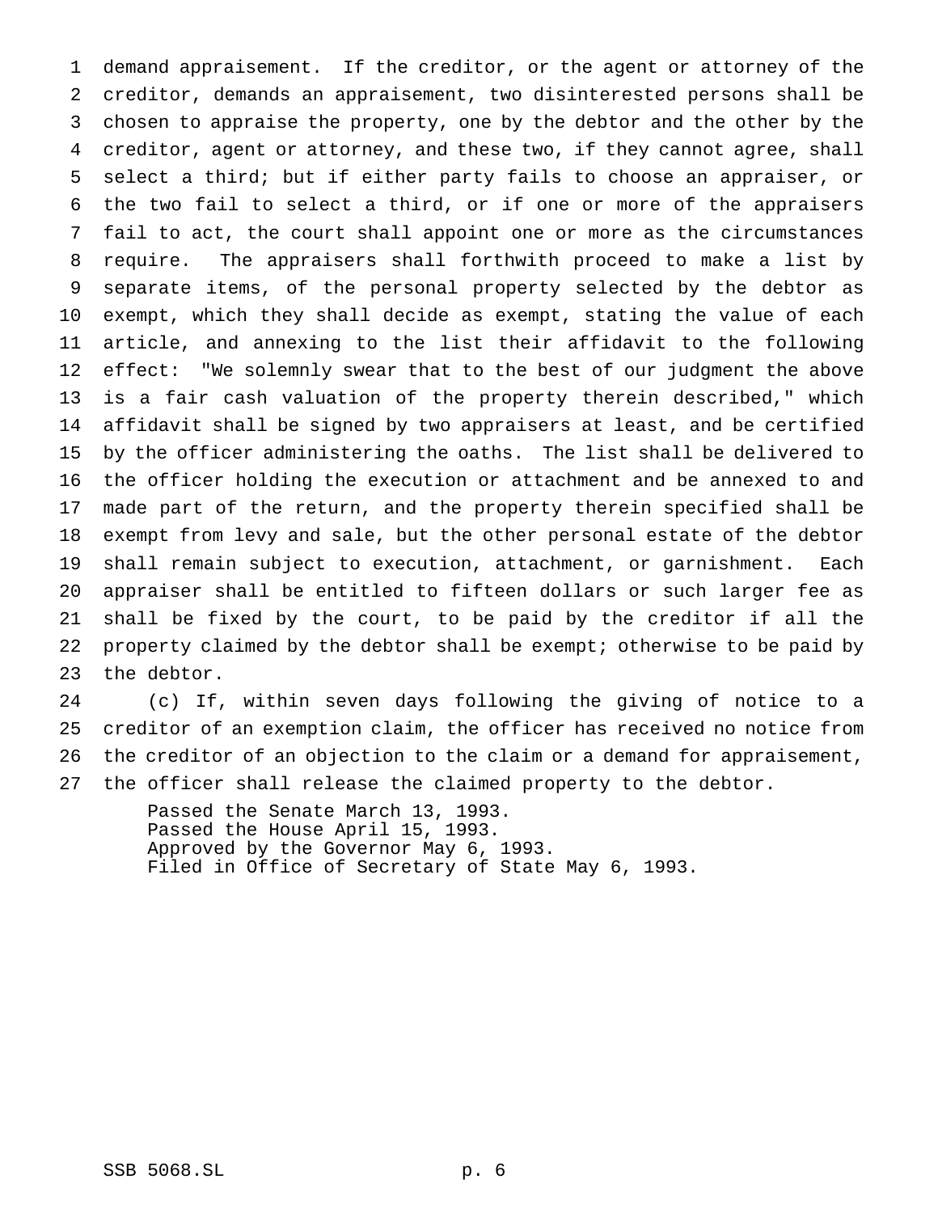demand appraisement. If the creditor, or the agent or attorney of the creditor, demands an appraisement, two disinterested persons shall be chosen to appraise the property, one by the debtor and the other by the creditor, agent or attorney, and these two, if they cannot agree, shall select a third; but if either party fails to choose an appraiser, or the two fail to select a third, or if one or more of the appraisers fail to act, the court shall appoint one or more as the circumstances require. The appraisers shall forthwith proceed to make a list by separate items, of the personal property selected by the debtor as exempt, which they shall decide as exempt, stating the value of each article, and annexing to the list their affidavit to the following effect: "We solemnly swear that to the best of our judgment the above is a fair cash valuation of the property therein described," which affidavit shall be signed by two appraisers at least, and be certified by the officer administering the oaths. The list shall be delivered to the officer holding the execution or attachment and be annexed to and made part of the return, and the property therein specified shall be exempt from levy and sale, but the other personal estate of the debtor shall remain subject to execution, attachment, or garnishment. Each appraiser shall be entitled to fifteen dollars or such larger fee as shall be fixed by the court, to be paid by the creditor if all the property claimed by the debtor shall be exempt; otherwise to be paid by the debtor.

(c) If, within seven days following the giving of notice to a creditor of an exemption claim, the officer has received no notice from the creditor of an objection to the claim or a demand for appraisement, the officer shall release the claimed property to the debtor.

Passed the Senate March 13, 1993.
Passed the House April 15, 1993.
Approved by the Governor May 6, 1993.
Filed in Office of Secretary of State May 6, 1993.